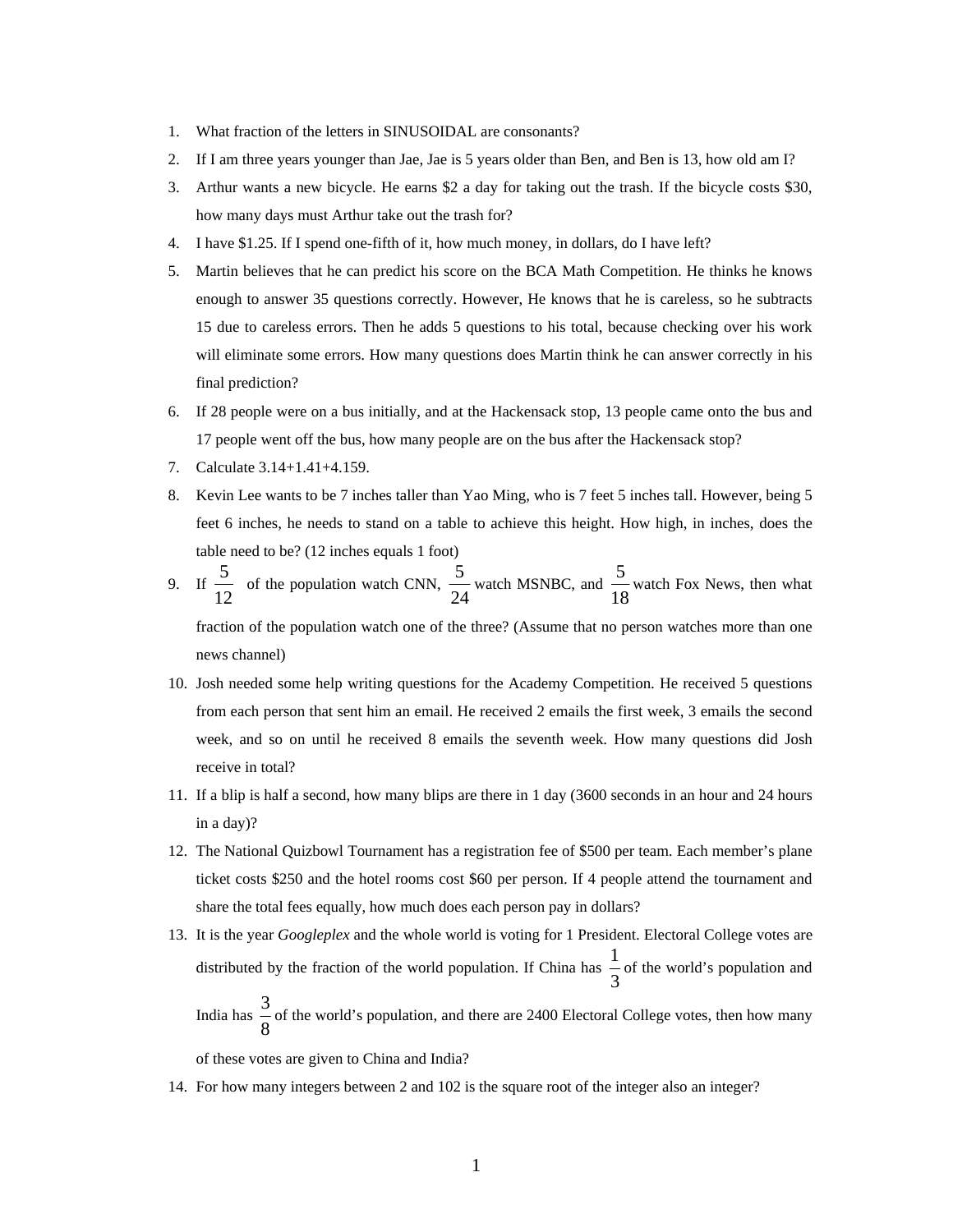1. What fraction of the letters in SINUSOIDAL are consonants?
2. If I am three years younger than Jae, Jae is 5 years older than Ben, and Ben is 13, how old am I?
3. Arthur wants a new bicycle. He earns \$2 a day for taking out the trash. If the bicycle costs \$30, how many days must Arthur take out the trash for?
4. I have \$1.25. If I spend one-fifth of it, how much money, in dollars, do I have left?
5. Martin believes that he can predict his score on the BCA Math Competition. He thinks he knows enough to answer 35 questions correctly. However, He knows that he is careless, so he subtracts 15 due to careless errors. Then he adds 5 questions to his total, because checking over his work will eliminate some errors. How many questions does Martin think he can answer correctly in his final prediction?
6. If 28 people were on a bus initially, and at the Hackensack stop, 13 people came onto the bus and 17 people went off the bus, how many people are on the bus after the Hackensack stop?
7. Calculate 3.14+1.41+4.159.
8. Kevin Lee wants to be 7 inches taller than Yao Ming, who is 7 feet 5 inches tall. However, being 5 feet 6 inches, he needs to stand on a table to achieve this height. How high, in inches, does the table need to be? (12 inches equals 1 foot)
9. If $\frac{5}{12}$ of the population watch CNN, $\frac{5}{24}$ watch MSNBC, and $\frac{5}{18}$ watch Fox News, then what fraction of the population watch one of the three? (Assume that no person watches more than one news channel)
10. Josh needed some help writing questions for the Academy Competition. He received 5 questions from each person that sent him an email. He received 2 emails the first week, 3 emails the second week, and so on until he received 8 emails the seventh week. How many questions did Josh receive in total?
11. If a blip is half a second, how many blips are there in 1 day (3600 seconds in an hour and 24 hours in a day)?
12. The National Quizbowl Tournament has a registration fee of \$500 per team. Each member's plane ticket costs \$250 and the hotel rooms cost \$60 per person. If 4 people attend the tournament and share the total fees equally, how much does each person pay in dollars?
13. It is the year *Googleplex* and the whole world is voting for 1 President. Electoral College votes are distributed by the fraction of the world population. If China has $\frac{1}{3}$ of the world's population and India has $\frac{3}{8}$ of the world's population, and there are 2400 Electoral College votes, then how many of these votes are given to China and India?
14. For how many integers between 2 and 102 is the square root of the integer also an integer?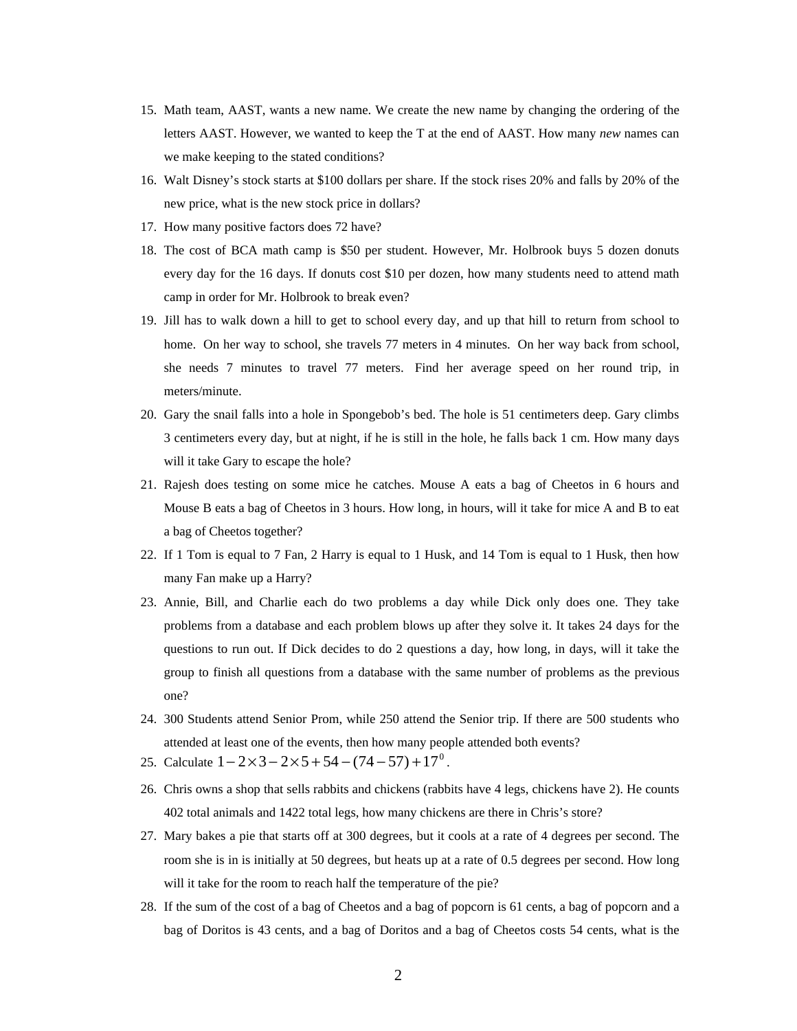15. Math team, AAST, wants a new name. We create the new name by changing the ordering of the letters AAST. However, we wanted to keep the T at the end of AAST. How many *new* names can we make keeping to the stated conditions?
16. Walt Disney's stock starts at $100 dollars per share. If the stock rises 20% and falls by 20% of the new price, what is the new stock price in dollars?
17. How many positive factors does 72 have?
18. The cost of BCA math camp is $50 per student. However, Mr. Holbrook buys 5 dozen donuts every day for the 16 days. If donuts cost $10 per dozen, how many students need to attend math camp in order for Mr. Holbrook to break even?
19. Jill has to walk down a hill to get to school every day, and up that hill to return from school to home. On her way to school, she travels 77 meters in 4 minutes. On her way back from school, she needs 7 minutes to travel 77 meters. Find her average speed on her round trip, in meters/minute.
20. Gary the snail falls into a hole in Spongebob's bed. The hole is 51 centimeters deep. Gary climbs 3 centimeters every day, but at night, if he is still in the hole, he falls back 1 cm. How many days will it take Gary to escape the hole?
21. Rajesh does testing on some mice he catches. Mouse A eats a bag of Cheetos in 6 hours and Mouse B eats a bag of Cheetos in 3 hours. How long, in hours, will it take for mice A and B to eat a bag of Cheetos together?
22. If 1 Tom is equal to 7 Fan, 2 Harry is equal to 1 Husk, and 14 Tom is equal to 1 Husk, then how many Fan make up a Harry?
23. Annie, Bill, and Charlie each do two problems a day while Dick only does one. They take problems from a database and each problem blows up after they solve it. It takes 24 days for the questions to run out. If Dick decides to do 2 questions a day, how long, in days, will it take the group to finish all questions from a database with the same number of problems as the previous one?
24. 300 Students attend Senior Prom, while 250 attend the Senior trip. If there are 500 students who attended at least one of the events, then how many people attended both events?
25. Calculate $1-2\times 3-2\times 5+54-(74-57)+17^0$.
26. Chris owns a shop that sells rabbits and chickens (rabbits have 4 legs, chickens have 2). He counts 402 total animals and 1422 total legs, how many chickens are there in Chris's store?
27. Mary bakes a pie that starts off at 300 degrees, but it cools at a rate of 4 degrees per second. The room she is in is initially at 50 degrees, but heats up at a rate of 0.5 degrees per second. How long will it take for the room to reach half the temperature of the pie?
28. If the sum of the cost of a bag of Cheetos and a bag of popcorn is 61 cents, a bag of popcorn and a bag of Doritos is 43 cents, and a bag of Doritos and a bag of Cheetos costs 54 cents, what is the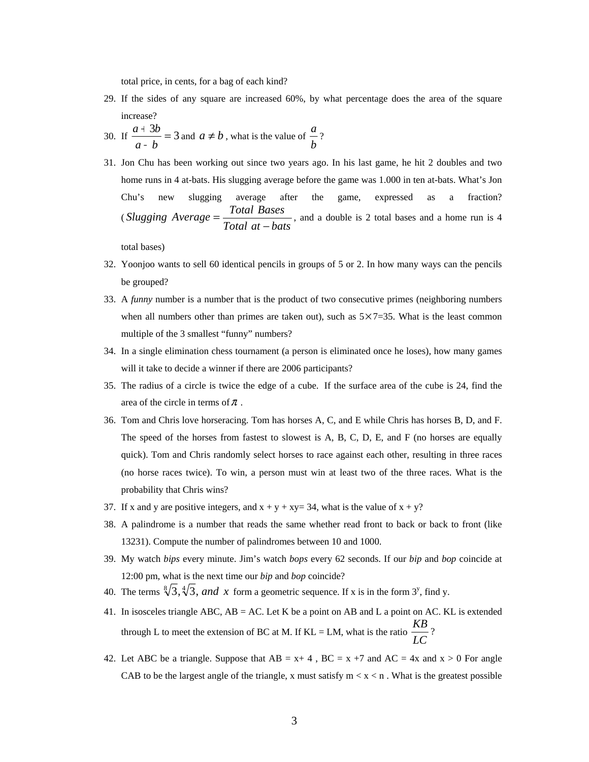total price, in cents, for a bag of each kind?

29. If the sides of any square are increased 60%, by what percentage does the area of the square increase?
30. If $\frac{a+3b}{a-b}=3$ and $a \neq b$, what is the value of $\frac{a}{b}$?
31. Jon Chu has been working out since two years ago. In his last game, he hit 2 doubles and two home runs in 4 at-bats. His slugging average before the game was 1.000 in ten at-bats. What's Jon Chu's new slugging average after the game, expressed as a fraction? ($Slugging\ Average = \frac{Total\ Bases}{Total\ at-bats}$, and a double is 2 total bases and a home run is 4 total bases)
32. Yoonjoo wants to sell 60 identical pencils in groups of 5 or 2. In how many ways can the pencils be grouped?
33. A *funny* number is a number that is the product of two consecutive primes (neighboring numbers when all numbers other than primes are taken out), such as $5\times7=35$. What is the least common multiple of the 3 smallest "funny" numbers?
34. In a single elimination chess tournament (a person is eliminated once he loses), how many games will it take to decide a winner if there are 2006 participants?
35. The radius of a circle is twice the edge of a cube. If the surface area of the cube is 24, find the area of the circle in terms of $\pi$.
36. Tom and Chris love horseracing. Tom has horses A, C, and E while Chris has horses B, D, and F. The speed of the horses from fastest to slowest is A, B, C, D, E, and F (no horses are equally quick). Tom and Chris randomly select horses to race against each other, resulting in three races (no horse races twice). To win, a person must win at least two of the three races. What is the probability that Chris wins?
37. If x and y are positive integers, and x + y + xy= 34, what is the value of x + y?
38. A palindrome is a number that reads the same whether read front to back or back to front (like 13231). Compute the number of palindromes between 10 and 1000.
39. My watch *bips* every minute. Jim's watch *bops* every 62 seconds. If our *bip* and *bop* coincide at 12:00 pm, what is the next time our *bip* and *bop* coincide?
40. The terms $\sqrt[8]{3}, \sqrt[4]{3}, and\ x$ form a geometric sequence. If x is in the form $3^y$, find y.
41. In isosceles triangle ABC, AB = AC. Let K be a point on AB and L a point on AC. KL is extended through L to meet the extension of BC at M. If KL = LM, what is the ratio $\frac{KB}{LC}$?
42. Let ABC be a triangle. Suppose that AB = x+ 4 , BC = x +7 and AC = 4x and x > 0 For angle CAB to be the largest angle of the triangle, x must satisfy m < x < n . What is the greatest possible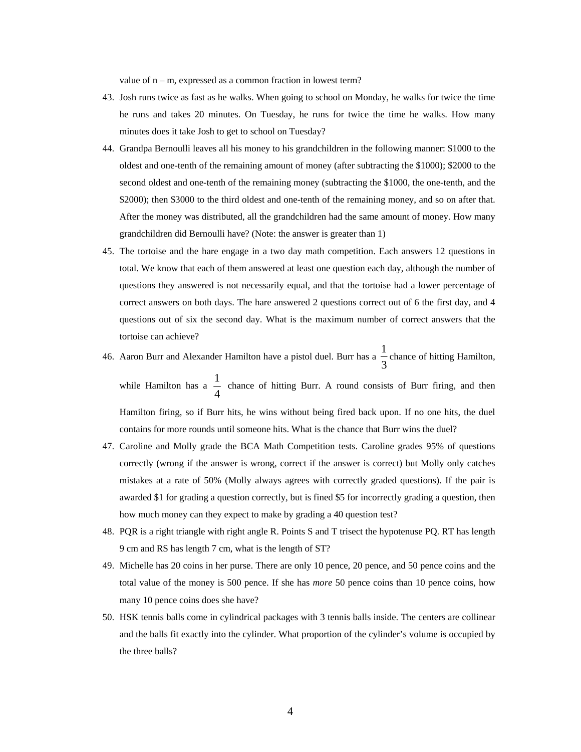value of n – m, expressed as a common fraction in lowest term?

43. Josh runs twice as fast as he walks. When going to school on Monday, he walks for twice the time he runs and takes 20 minutes. On Tuesday, he runs for twice the time he walks. How many minutes does it take Josh to get to school on Tuesday?

44. Grandpa Bernoulli leaves all his money to his grandchildren in the following manner: $1000 to the oldest and one-tenth of the remaining amount of money (after subtracting the $1000); $2000 to the second oldest and one-tenth of the remaining money (subtracting the $1000, the one-tenth, and the $2000); then $3000 to the third oldest and one-tenth of the remaining money, and so on after that. After the money was distributed, all the grandchildren had the same amount of money. How many grandchildren did Bernoulli have? (Note: the answer is greater than 1)

45. The tortoise and the hare engage in a two day math competition. Each answers 12 questions in total. We know that each of them answered at least one question each day, although the number of questions they answered is not necessarily equal, and that the tortoise had a lower percentage of correct answers on both days. The hare answered 2 questions correct out of 6 the first day, and 4 questions out of six the second day. What is the maximum number of correct answers that the tortoise can achieve?

46. Aaron Burr and Alexander Hamilton have a pistol duel. Burr has a $\frac{1}{3}$ chance of hitting Hamilton, while Hamilton has a $\frac{1}{4}$ chance of hitting Burr. A round consists of Burr firing, and then Hamilton firing, so if Burr hits, he wins without being fired back upon. If no one hits, the duel contains for more rounds until someone hits. What is the chance that Burr wins the duel?

47. Caroline and Molly grade the BCA Math Competition tests. Caroline grades 95% of questions correctly (wrong if the answer is wrong, correct if the answer is correct) but Molly only catches mistakes at a rate of 50% (Molly always agrees with correctly graded questions). If the pair is awarded $1 for grading a question correctly, but is fined $5 for incorrectly grading a question, then how much money can they expect to make by grading a 40 question test?

48. PQR is a right triangle with right angle R. Points S and T trisect the hypotenuse PQ. RT has length 9 cm and RS has length 7 cm, what is the length of ST?

49. Michelle has 20 coins in her purse. There are only 10 pence, 20 pence, and 50 pence coins and the total value of the money is 500 pence. If she has *more* 50 pence coins than 10 pence coins, how many 10 pence coins does she have?

50. HSK tennis balls come in cylindrical packages with 3 tennis balls inside. The centers are collinear and the balls fit exactly into the cylinder. What proportion of the cylinder's volume is occupied by the three balls?